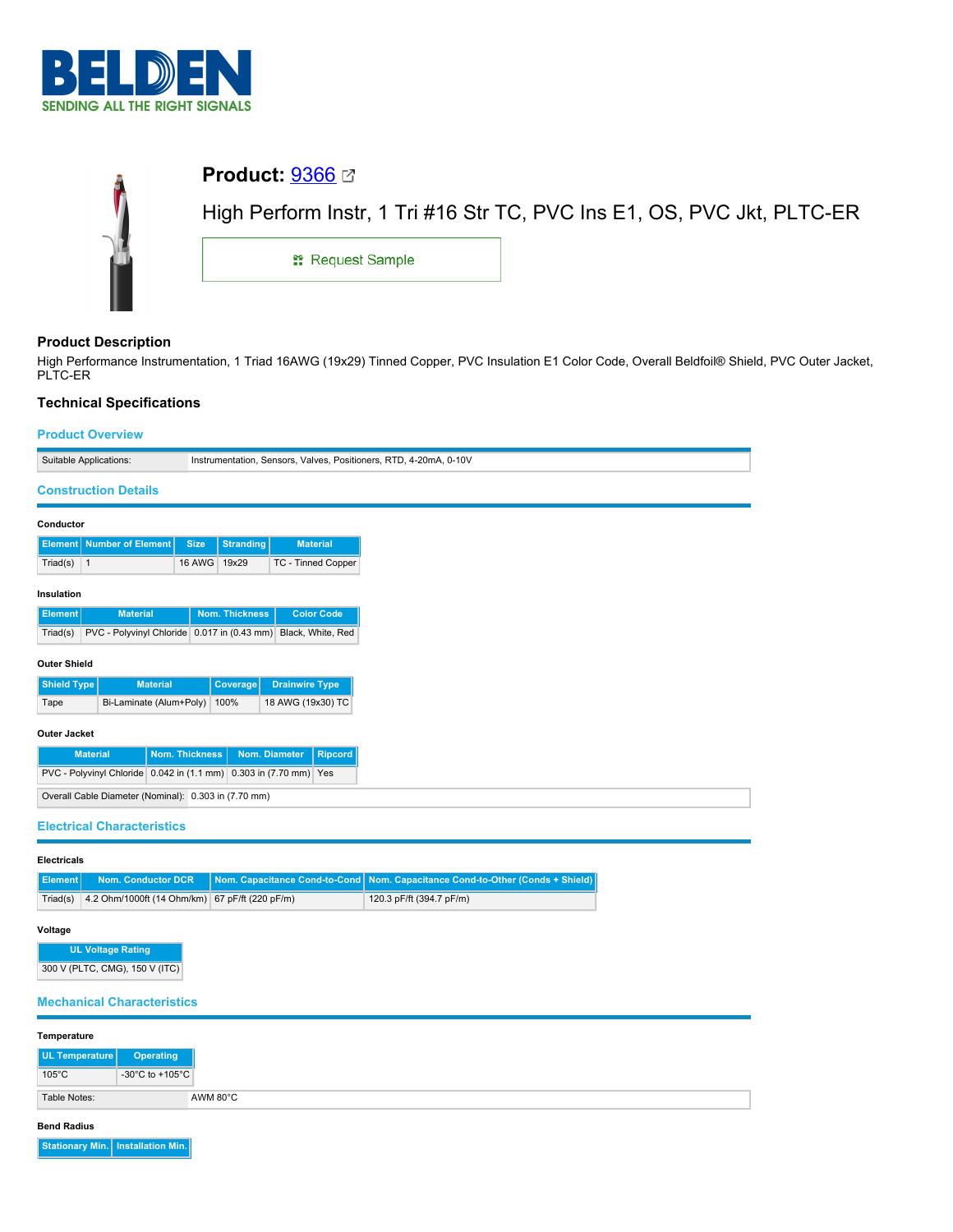BELDEN
SENDING ALL THE RIGHT SIGNALS

# Product: 9366

High Perform Instr, 1 Tri #16 Str TC, PVC Ins E1, OS, PVC Jkt, PLTC-ER

Request Sample

## Product Description

High Performance Instrumentation, 1 Triad 16AWG (19x29) Tinned Copper, PVC Insulation E1 Color Code, Overall Beldfoil® Shield, PVC Outer Jacket, PLTC-ER

## Technical Specifications

### Product Overview

| | |
|---|---|
| Suitable Applications: | Instrumentation, Sensors, Valves, Positioners, RTD, 4-20mA, 0-10V |

### Construction Details

**Conductor**

| Element | Number of Element | Size | Stranding | Material |
|---|---|---|---|---|
| Triad(s) | 1 | 16 AWG | 19x29 | TC - Tinned Copper |

**Insulation**

| Element | Material | Nom. Thickness | Color Code |
|---|---|---|---|
| Triad(s) | PVC - Polyvinyl Chloride | 0.017 in (0.43 mm) | Black, White, Red |

**Outer Shield**

| Shield Type | Material | Coverage | Drainwire Type |
|---|---|---|---|
| Tape | Bi-Laminate (Alum+Poly) | 100% | 18 AWG (19x30) TC |

**Outer Jacket**

| Material | Nom. Thickness | Nom. Diameter | Ripcord |
|---|---|---|---|
| PVC - Polyvinyl Chloride | 0.042 in (1.1 mm) | 0.303 in (7.70 mm) | Yes |

| | |
|---|---|
| Overall Cable Diameter (Nominal): | 0.303 in (7.70 mm) |

### Electrical Characteristics

**Electricals**

| Element | Nom. Conductor DCR | Nom. Capacitance Cond-to-Cond | Nom. Capacitance Cond-to-Other (Conds + Shield) |
|---|---|---|---|
| Triad(s) | 4.2 Ohm/1000ft (14 Ohm/km) | 67 pF/ft (220 pF/m) | 120.3 pF/ft (394.7 pF/m) |

**Voltage**

| UL Voltage Rating |
|---|
| 300 V (PLTC, CMG), 150 V (ITC) |

### Mechanical Characteristics

**Temperature**

| UL Temperature | Operating |
|---|---|
| 105°C | -30°C to +105°C |

| | |
|---|---|
| Table Notes: | AWM 80°C |

**Bend Radius**

| Stationary Min. | Installation Min. |
|---|---|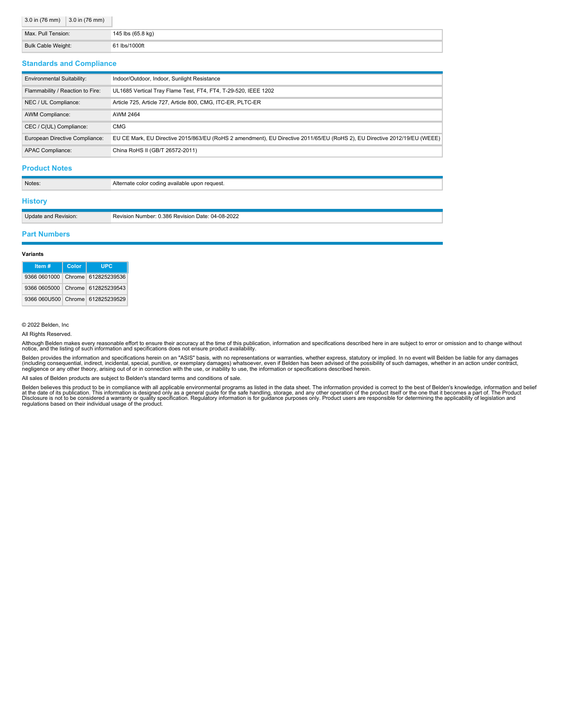| | |
|---|---|
| 3.0 in (76 mm) | 3.0 in (76 mm) |

| | |
|---|---|
| Max. Pull Tension: | 145 lbs (65.8 kg) |
| Bulk Cable Weight: | 61 lbs/1000ft |

## Standards and Compliance

| | |
|---|---|
| Environmental Suitability: | Indoor/Outdoor, Indoor, Sunlight Resistance |
| Flammability / Reaction to Fire: | UL1685 Vertical Tray Flame Test, FT4, FT4, T-29-520, IEEE 1202 |
| NEC / UL Compliance: | Article 725, Article 727, Article 800, CMG, ITC-ER, PLTC-ER |
| AWM Compliance: | AWM 2464 |
| CEC / C(UL) Compliance: | CMG |
| European Directive Compliance: | EU CE Mark, EU Directive 2015/863/EU (RoHS 2 amendment), EU Directive 2011/65/EU (RoHS 2), EU Directive 2012/19/EU (WEEE) |
| APAC Compliance: | China RoHS II (GB/T 26572-2011) |

## Product Notes

| | |
|---|---|
| Notes: | Alternate color coding available upon request. |

## History

| | |
|---|---|
| Update and Revision: | Revision Number: 0.386 Revision Date: 04-08-2022 |

## Part Numbers

**Variants**

| Item # | Color | UPC |
|---|---|---|
| 9366 0601000 | Chrome | 612825239536 |
| 9366 0605000 | Chrome | 612825239543 |
| 9366 060U500 | Chrome | 612825239529 |

© 2022 Belden, Inc

All Rights Reserved.

Although Belden makes every reasonable effort to ensure their accuracy at the time of this publication, information and specifications described here in are subject to error or omission and to change without notice, and the listing of such information and specifications does not ensure product availability.

Belden provides the information and specifications herein on an "ASIS" basis, with no representations or warranties, whether express, statutory or implied. In no event will Belden be liable for any damages (including consequential, indirect, incidental, special, punitive, or exemplary damages) whatsoever, even if Belden has been advised of the possibility of such damages, whether in an action under contract, negligence or any other theory, arising out of or in connection with the use, or inability to use, the information or specifications described herein.

All sales of Belden products are subject to Belden's standard terms and conditions of sale.

Belden believes this product to be in compliance with all applicable environmental programs as listed in the data sheet. The information provided is correct to the best of Belden's knowledge, information and belief at the date of its publication. This information is designed only as a general guide for the safe handling, storage, and any other operation of the product itself or the one that it becomes a part of. The Product Disclosure is not to be considered a warranty or quality specification. Regulatory information is for guidance purposes only. Product users are responsible for determining the applicability of legislation and regulations based on their individual usage of the product.